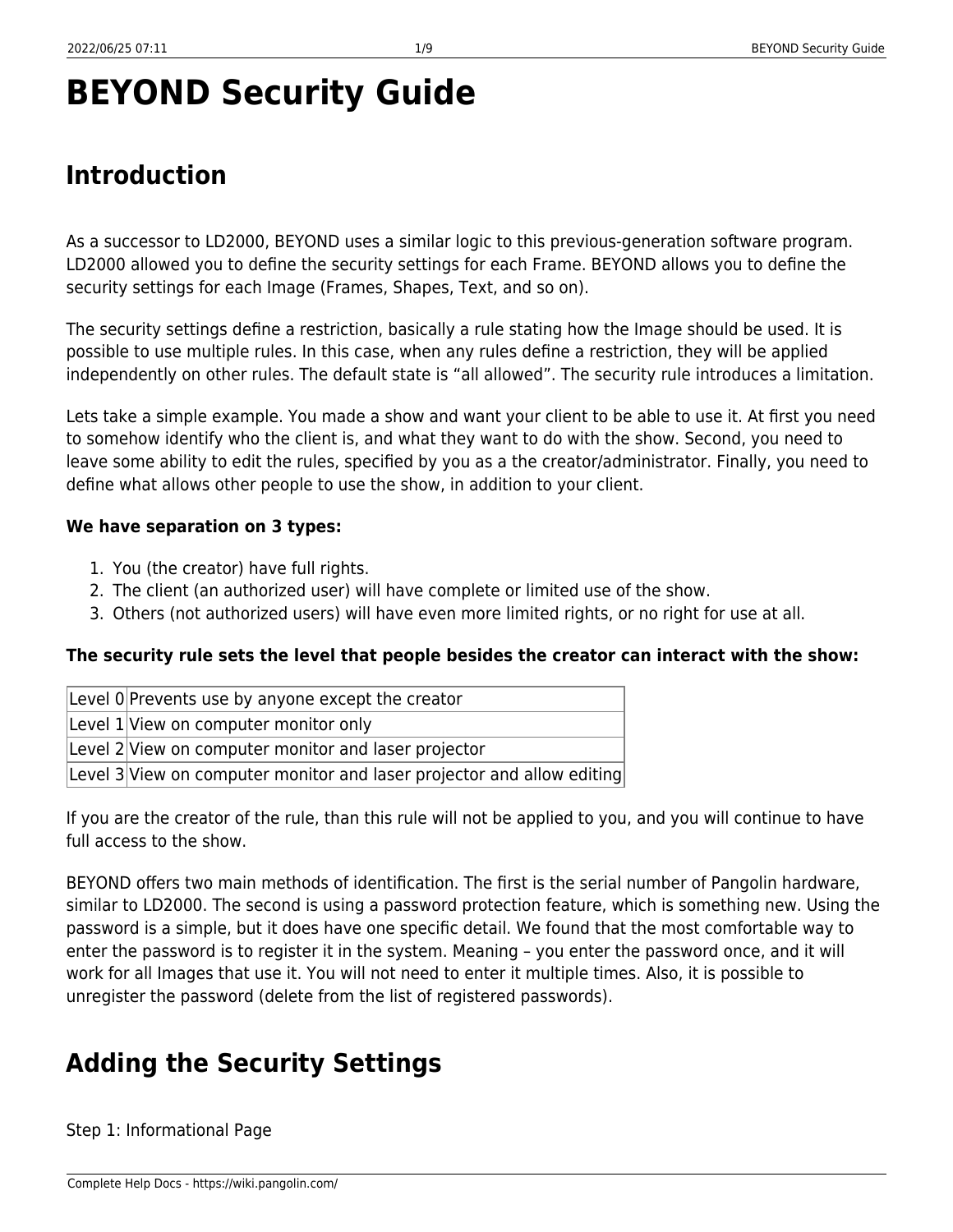# BEYOND Security Guide

## Introduction

As a successor to LD2000, BEYOND uses a similar logic to this previous-generation software program. LD2000 allowed you to define the security settings for each Frame. BEYOND allows you to define the security settings for each Image (Frames, Shapes, Text, and so on).

The security settings define a restriction, basically a rule stating how the Image should be used. It is possible to use multiple rules. In this case, when any rules define a restriction, they will be applied independently on other rules. The default state is “all allowed”. The security rule introduces a limitation.

Lets take a simple example. You made a show and want your client to be able to use it. At first you need to somehow identify who the client is, and what they want to do with the show. Second, you need to leave some ability to edit the rules, specified by you as a the creator/administrator. Finally, you need to define what allows other people to use the show, in addition to your client.

**We have separation on 3 types:**

1. You (the creator) have full rights.
2. The client (an authorized user) will have complete or limited use of the show.
3. Others (not authorized users) will have even more limited rights, or no right for use at all.

**The security rule sets the level that people besides the creator can interact with the show:**

| | |
|---|---|
| Level 0 | Prevents use by anyone except the creator |
| Level 1 | View on computer monitor only |
| Level 2 | View on computer monitor and laser projector |
| Level 3 | View on computer monitor and laser projector and allow editing |

If you are the creator of the rule, than this rule will not be applied to you, and you will continue to have full access to the show.

BEYOND offers two main methods of identification. The first is the serial number of Pangolin hardware, similar to LD2000. The second is using a password protection feature, which is something new. Using the password is a simple, but it does have one specific detail. We found that the most comfortable way to enter the password is to register it in the system. Meaning – you enter the password once, and it will work for all Images that use it. You will not need to enter it multiple times. Also, it is possible to unregister the password (delete from the list of registered passwords).

## Adding the Security Settings

Step 1: Informational Page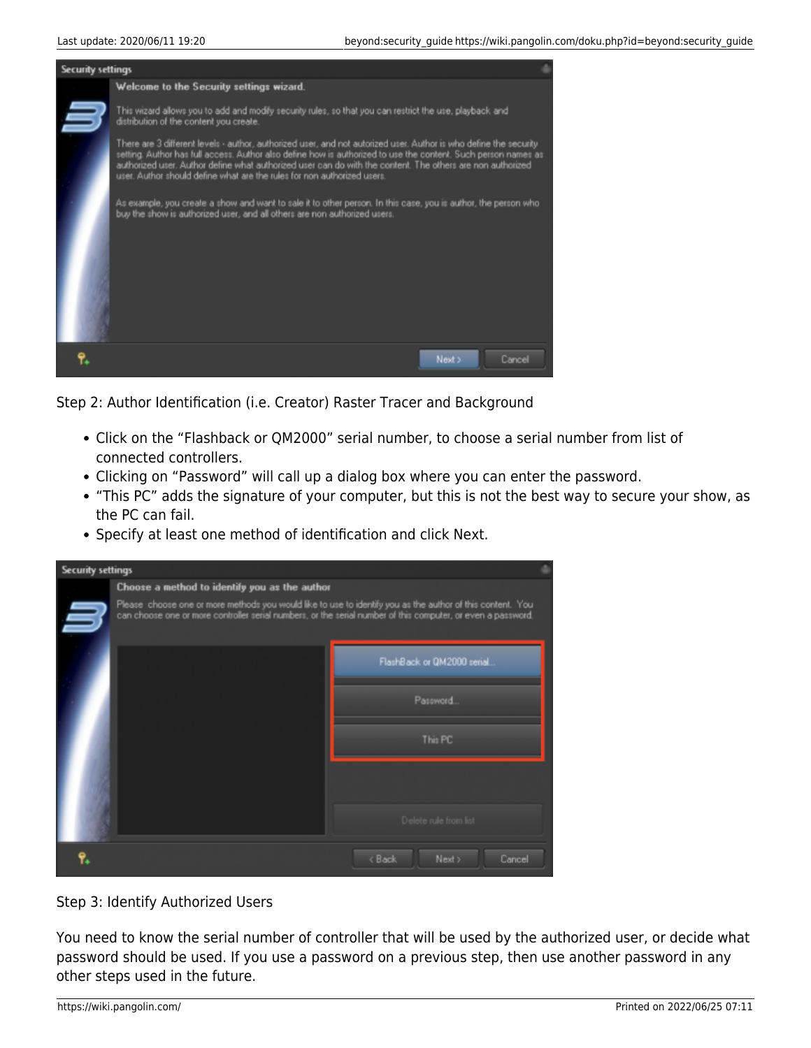Step 2: Author Identification (i.e. Creator) Raster Tracer and Background

- Click on the “Flashback or QM2000” serial number, to choose a serial number from list of connected controllers.
- Clicking on “Password” will call up a dialog box where you can enter the password.
- “This PC” adds the signature of your computer, but this is not the best way to secure your show, as the PC can fail.
- Specify at least one method of identification and click Next.

Step 3: Identify Authorized Users

You need to know the serial number of controller that will be used by the authorized user, or decide what password should be used. If you use a password on a previous step, then use another password in any other steps used in the future.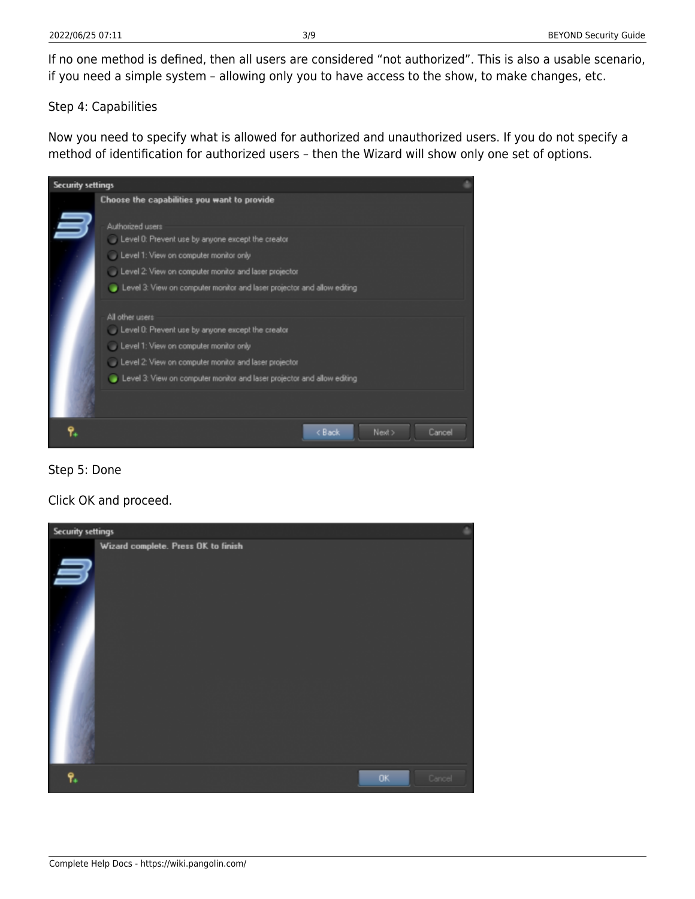If no one method is defined, then all users are considered "not authorized". This is also a usable scenario, if you need a simple system – allowing only you to have access to the show, to make changes, etc.

Step 4: Capabilities

Now you need to specify what is allowed for authorized and unauthorized users. If you do not specify a method of identification for authorized users – then the Wizard will show only one set of options.

Security settings

Choose the capabilities you want to provide

Authorized users

- Level 0: Prevent use by anyone except the creator
- Level 1: View on computer monitor only
- Level 2: View on computer monitor and laser projector
- Level 3: View on computer monitor and laser projector and allow editing

All other users

- Level 0: Prevent use by anyone except the creator
- Level 1: View on computer monitor only
- Level 2: View on computer monitor and laser projector
- Level 3: View on computer monitor and laser projector and allow editing

< Back | Next > | Cancel

Step 5: Done

Click OK and proceed.

Security settings

Wizard complete. Press OK to finish

OK | Cancel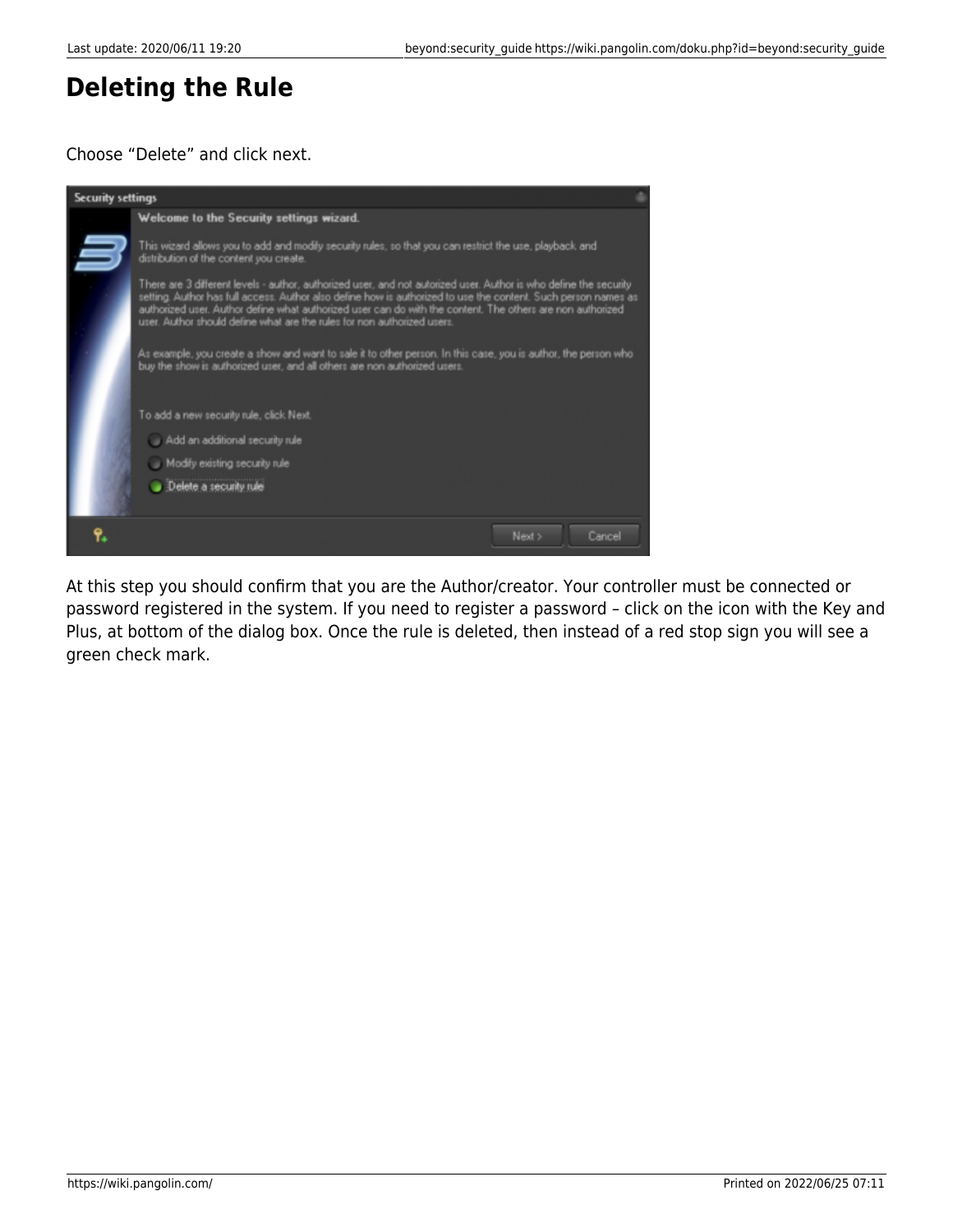## Deleting the Rule

Choose "Delete" and click next.

At this step you should confirm that you are the Author/creator. Your controller must be connected or password registered in the system. If you need to register a password – click on the icon with the Key and Plus, at bottom of the dialog box. Once the rule is deleted, then instead of a red stop sign you will see a green check mark.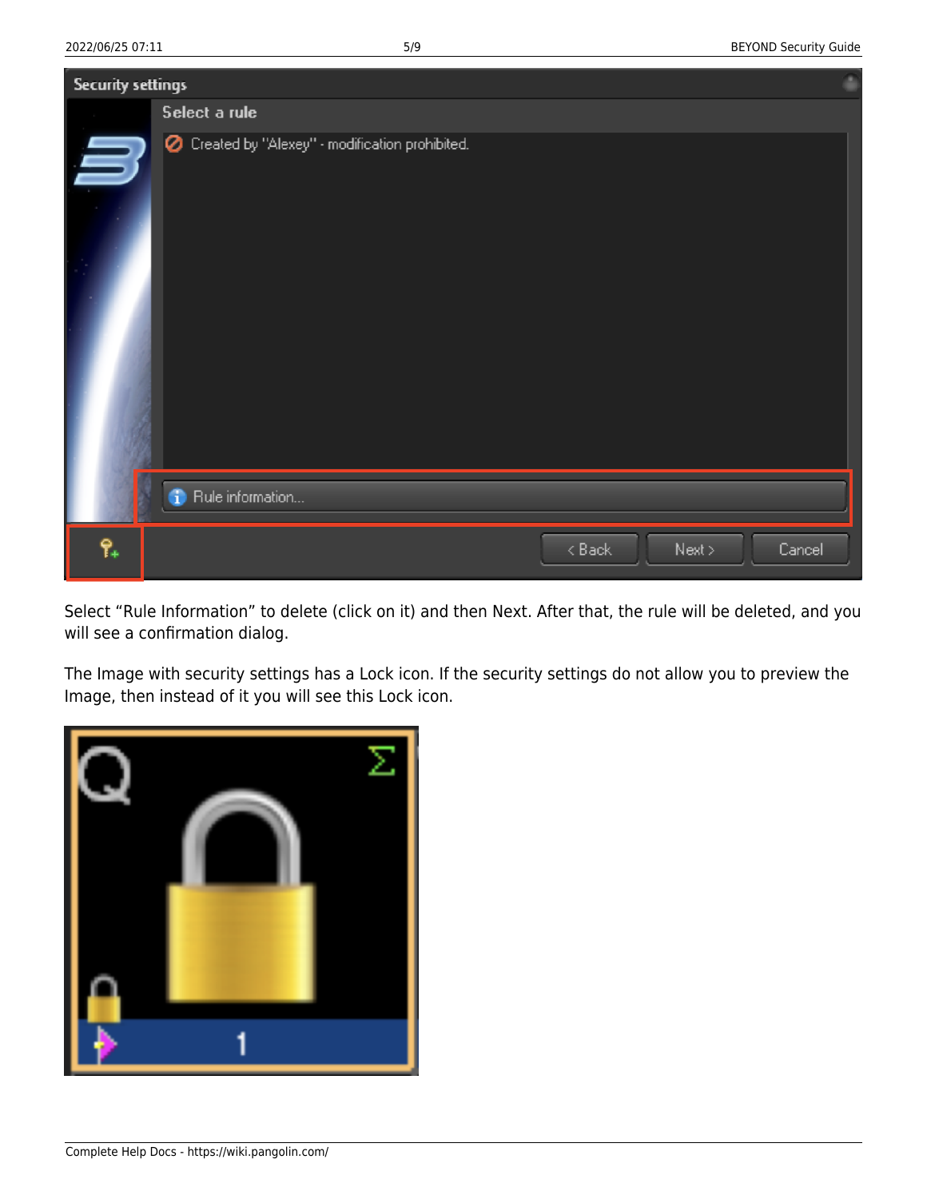Select "Rule Information" to delete (click on it) and then Next. After that, the rule will be deleted, and you will see a confirmation dialog.

The Image with security settings has a Lock icon. If the security settings do not allow you to preview the Image, then instead of it you will see this Lock icon.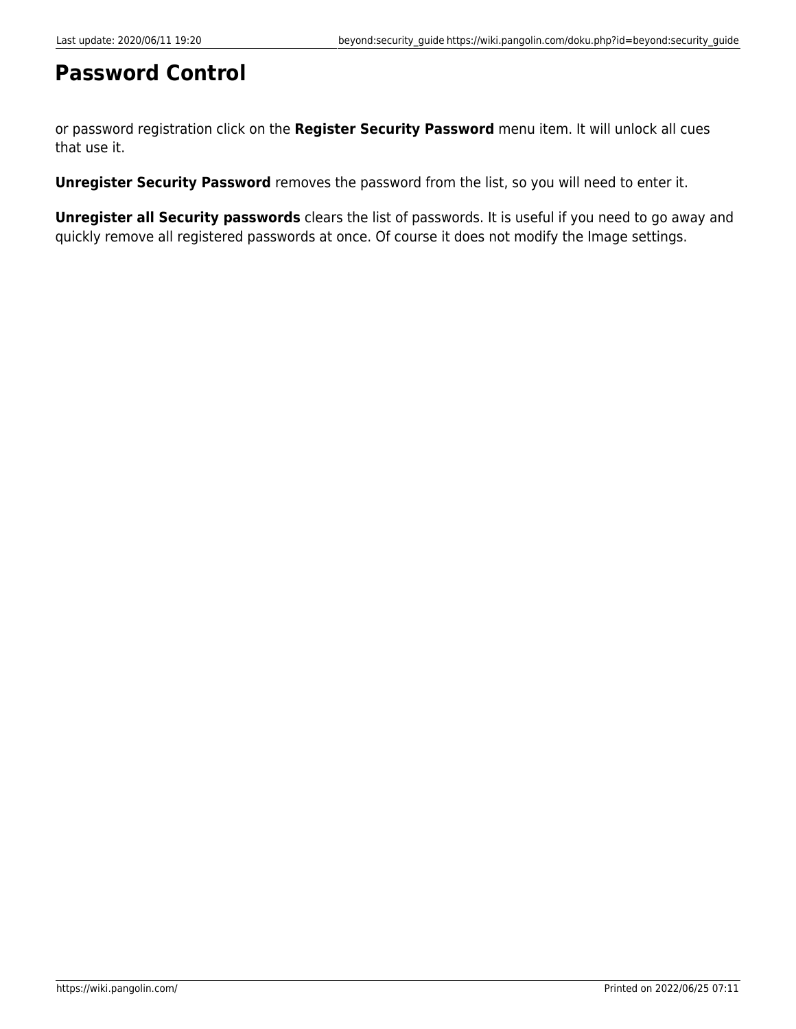# Password Control

or password registration click on the **Register Security Password** menu item. It will unlock all cues that use it.

**Unregister Security Password** removes the password from the list, so you will need to enter it.

**Unregister all Security passwords** clears the list of passwords. It is useful if you need to go away and quickly remove all registered passwords at once. Of course it does not modify the Image settings.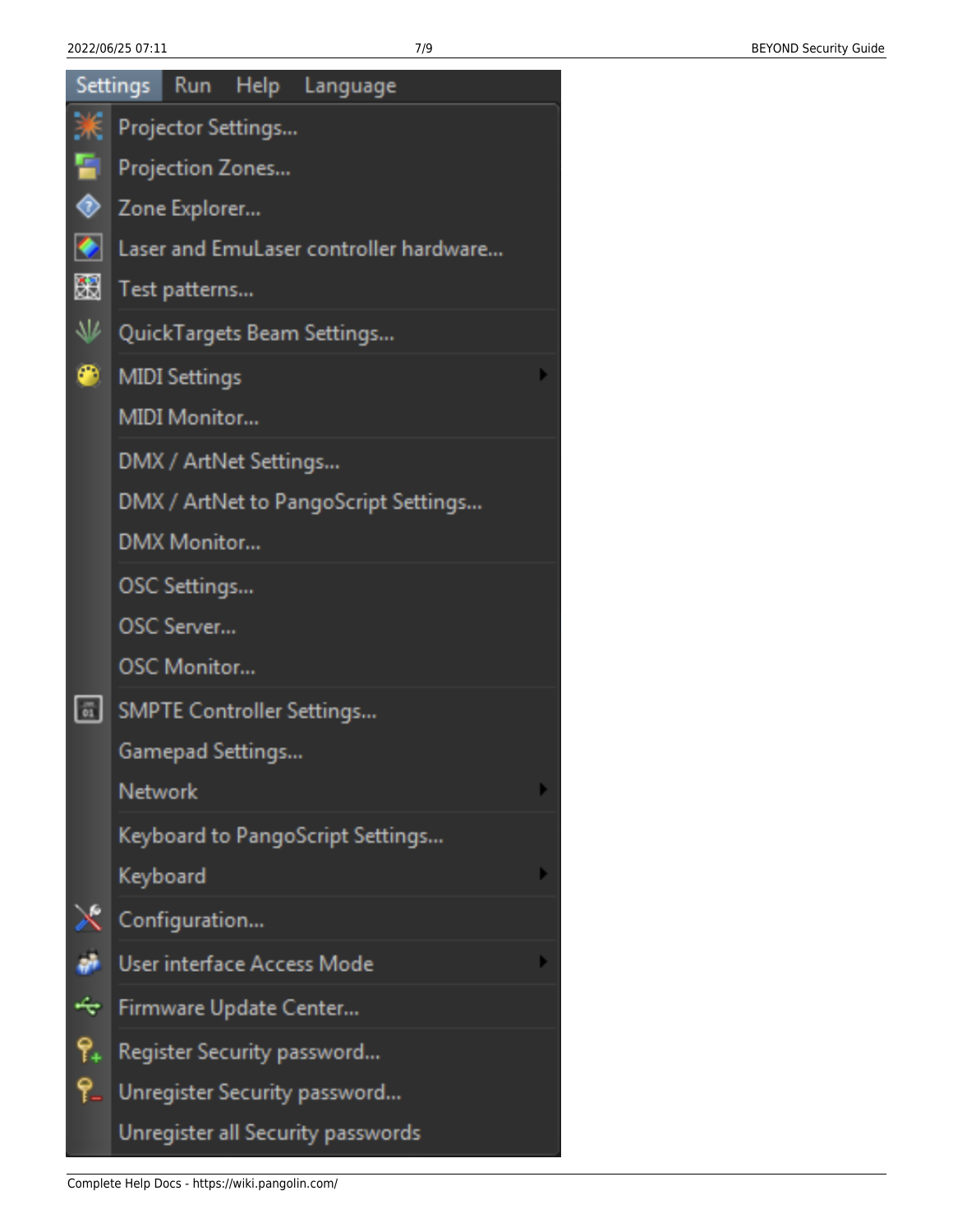Settings | Run | Help | Language

- Projector Settings...
- Projection Zones...
- Zone Explorer...
- Laser and EmuLaser controller hardware...
- Test patterns...
- QuickTargets Beam Settings...
- MIDI Settings
- MIDI Monitor...
- DMX / ArtNet Settings...
- DMX / ArtNet to PangoScript Settings...
- DMX Monitor...
- OSC Settings...
- OSC Server...
- OSC Monitor...
- SMPTE Controller Settings...
- Gamepad Settings...
- Network
- Keyboard to PangoScript Settings...
- Keyboard
- Configuration...
- User interface Access Mode
- Firmware Update Center...
- Register Security password...
- Unregister Security password...
- Unregister all Security passwords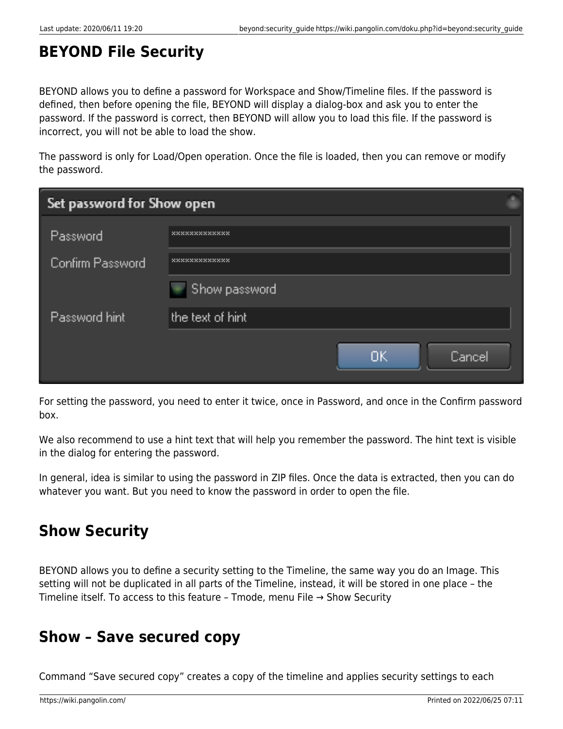# BEYOND File Security

BEYOND allows you to define a password for Workspace and Show/Timeline files. If the password is defined, then before opening the file, BEYOND will display a dialog-box and ask you to enter the password. If the password is correct, then BEYOND will allow you to load this file. If the password is incorrect, you will not be able to load the show.

The password is only for Load/Open operation. Once the file is loaded, then you can remove or modify the password.

For setting the password, you need to enter it twice, once in Password, and once in the Confirm password box.

We also recommend to use a hint text that will help you remember the password. The hint text is visible in the dialog for entering the password.

In general, idea is similar to using the password in ZIP files. Once the data is extracted, then you can do whatever you want. But you need to know the password in order to open the file.

## Show Security

BEYOND allows you to define a security setting to the Timeline, the same way you do an Image. This setting will not be duplicated in all parts of the Timeline, instead, it will be stored in one place – the Timeline itself. To access to this feature – Tmode, menu File → Show Security

## Show – Save secured copy

Command “Save secured copy” creates a copy of the timeline and applies security settings to each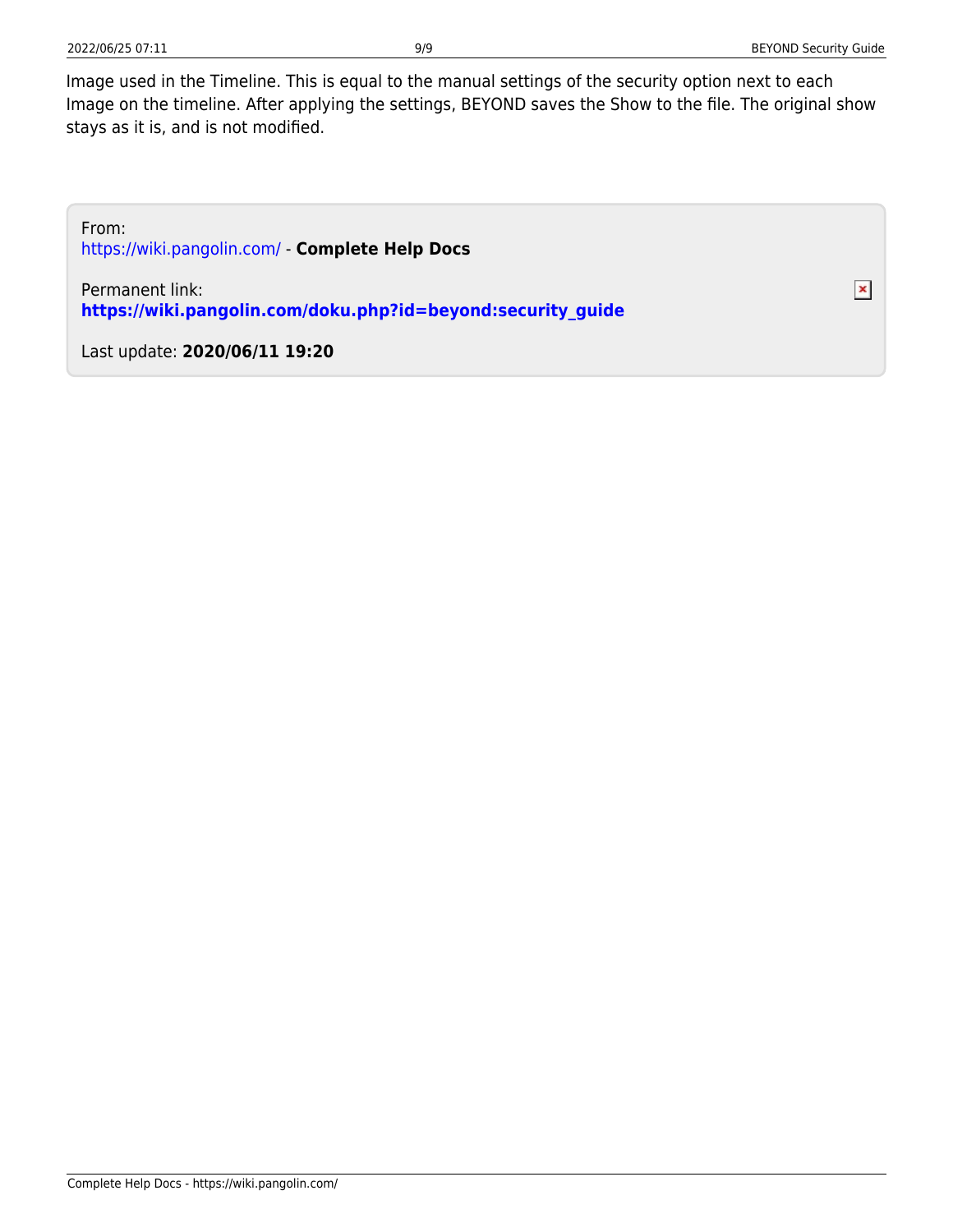Image used in the Timeline. This is equal to the manual settings of the security option next to each Image on the timeline. After applying the settings, BEYOND saves the Show to the file. The original show stays as it is, and is not modified.

From:
https://wiki.pangolin.com/ - **Complete Help Docs**

Permanent link:
**https://wiki.pangolin.com/doku.php?id=beyond:security_guide**

Last update: **2020/06/11 19:20**